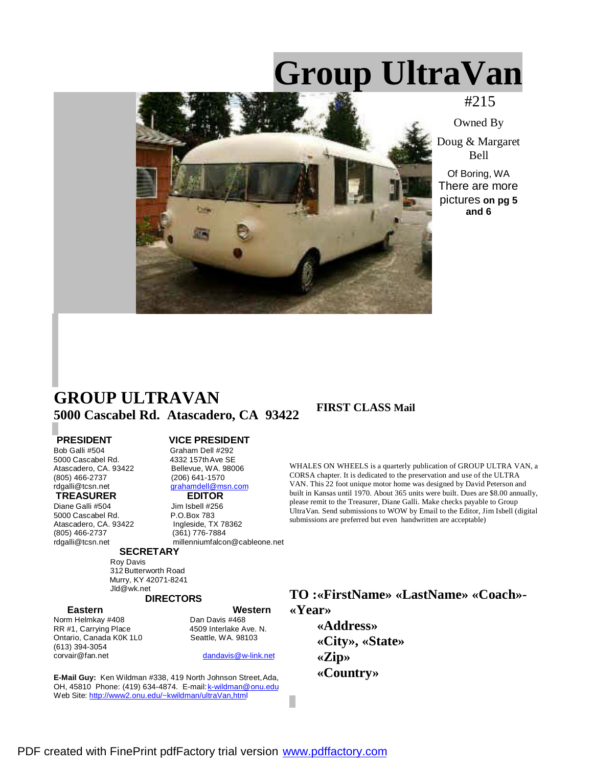# Group UltraVan

#215

Owned By

Doug & Margaret Bell

Of Boring, WA

There are more pictures **on pg 5 and 6**

## GROUP ULTRAVAN

**5000 Cascabel Rd. Atascadero, CA 93422**

**FIRST CLASS Mail**

**PRESIDENT**
Bob Galli #504
5000 Cascabel Rd.
Atascadero, CA. 93422
(805) 466-2737
rdgalli@tcsn.net

**VICE PRESIDENT**
Graham Dell #292
4332 157th Ave SE
Bellevue, WA. 98006
(206) 641-1570
grahamdell@msn.com

**TREASURER**
Diane Galli #504
5000 Cascabel Rd.
Atascadero, CA. 93422
(805) 466-2737
rdgalli@tcsn.net

**EDITOR**
Jim Isbell #256
P.O.Box 783
Ingleside, TX 78362
(361) 776-7884
millenniumfalcon@cableone.net

**SECRETARY**
Roy Davis
312 Butterworth Road
Murry, KY 42071-8241
Jld@wk.net

**DIRECTORS**

**Eastern**
Norm Helmkay #408
RR #1, Carrying Place
Ontario, Canada K0K 1L0
(613) 394-3054
corvair@fan.net

**Western**
Dan Davis #468
4509 Interlake Ave. N.
Seattle, WA. 98103
dandavis@w-link.net

**E-Mail Guy:** Ken Wildman #338, 419 North Johnson Street, Ada, OH, 45810 Phone: (419) 634-4874. E-mail: k-wildman@onu.edu
Web Site: http://www2.onu.edu/~kwildman/ultraVan,html

WHALES ON WHEELS is a quarterly publication of GROUP ULTRA VAN, a CORSA chapter. It is dedicated to the preservation and use of the ULTRA VAN. This 22 foot unique motor home was designed by David Peterson and built in Kansas until 1970. About 365 units were built. Dues are $8.00 annually, please remit to the Treasurer, Diane Galli. Make checks payable to Group UltraVan. Send submissions to WOW by Email to the Editor, Jim Isbell (digital submissions are preferred but even handwritten are acceptable)

**TO :«FirstName» «LastName» «Coach»-«Year»**
**«Address»**
**«City», «State»**
**«Zip»**
**«Country»**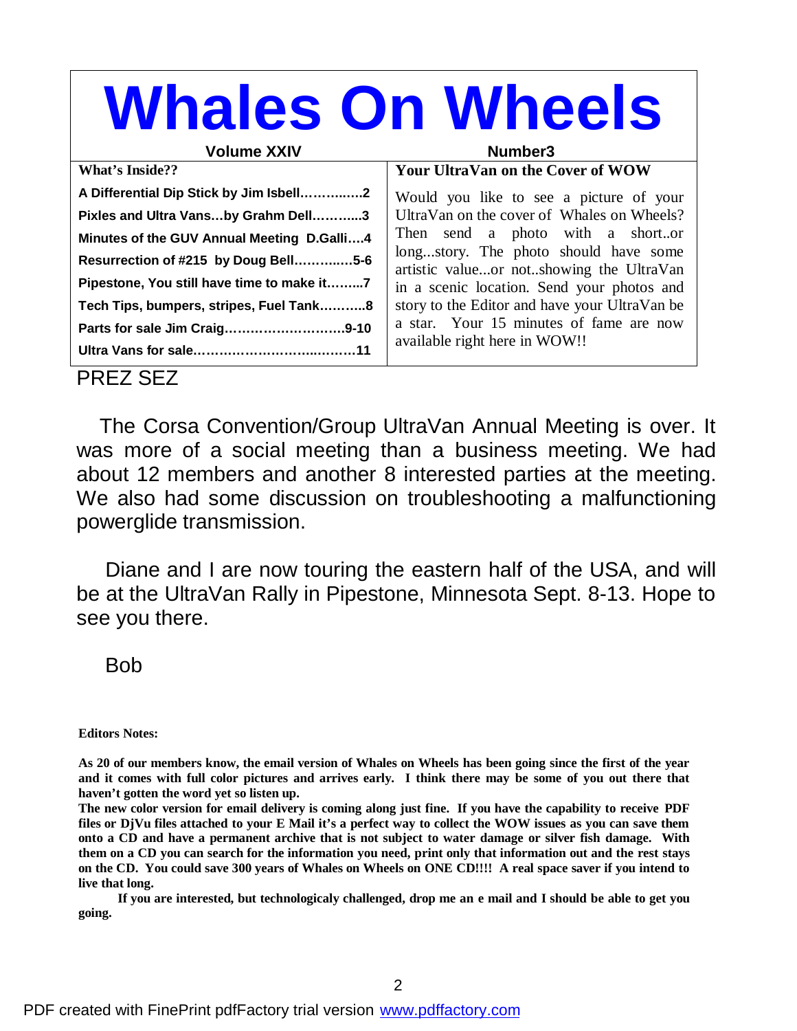# Whales On Wheels

**Volume XXIV** — **Number3**

**What's Inside??**

- **A Differential Dip Stick by Jim Isbell…………..2**
- **Pixles and Ultra Vans…by Grahm Dell………...3**
- **Minutes of the GUV Annual Meeting D.Galli….4**
- **Resurrection of #215 by Doug Bell…………..5-6**
- **Pipestone, You still have time to make it……..7**
- **Tech Tips, bumpers, stripes, Fuel Tank………..8**
- **Parts for sale Jim Craig………………………9-10**
- **Ultra Vans for sale……………………..………11**

**Your UltraVan on the Cover of WOW**

Would you like to see a picture of your UltraVan on the cover of Whales on Wheels? Then send a photo with a short..or long...story. The photo should have some artistic value...or not..showing the UltraVan in a scenic location. Send your photos and story to the Editor and have your UltraVan be a star. Your 15 minutes of fame are now available right here in WOW!!

## PREZ SEZ

The Corsa Convention/Group UltraVan Annual Meeting is over. It was more of a social meeting than a business meeting. We had about 12 members and another 8 interested parties at the meeting. We also had some discussion on troubleshooting a malfunctioning powerglide transmission.

Diane and I are now touring the eastern half of the USA, and will be at the UltraVan Rally in Pipestone, Minnesota Sept. 8-13. Hope to see you there.

Bob

**Editors Notes:**

**As 20 of our members know, the email version of Whales on Wheels has been going since the first of the year and it comes with full color pictures and arrives early. I think there may be some of you out there that haven't gotten the word yet so listen up.**

**The new color version for email delivery is coming along just fine. If you have the capability to receive PDF files or DjVu files attached to your E Mail it's a perfect way to collect the WOW issues as you can save them onto a CD and have a permanent archive that is not subject to water damage or silver fish damage. With them on a CD you can search for the information you need, print only that information out and the rest stays on the CD. You could save 300 years of Whales on Wheels on ONE CD!!!! A real space saver if you intend to live that long.**

**If you are interested, but technologicaly challenged, drop me an e mail and I should be able to get you going.**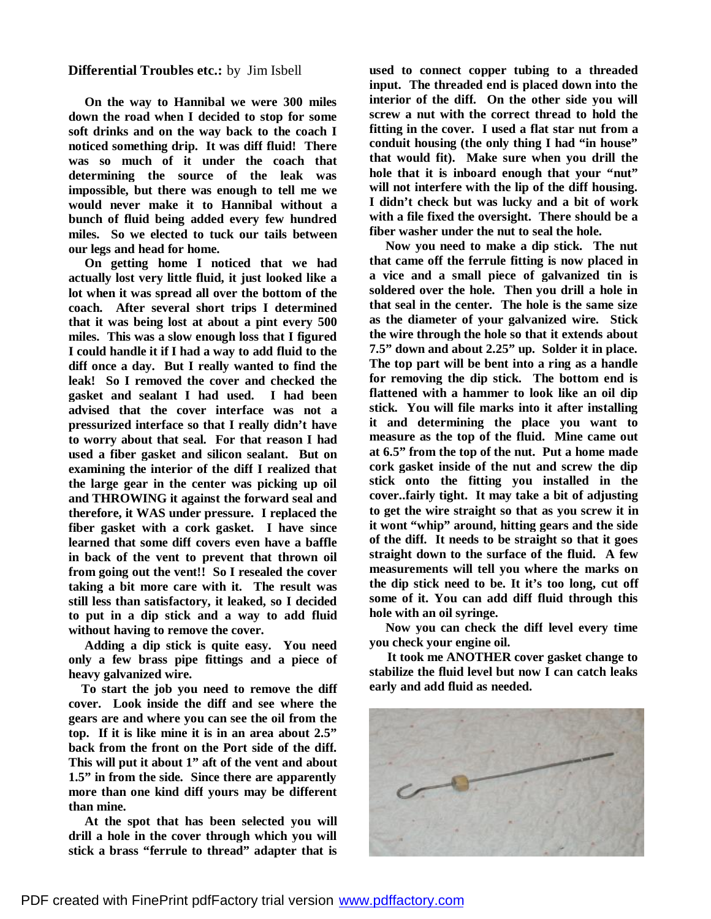**Differential Troubles etc.:** by Jim Isbell

**On the way to Hannibal we were 300 miles down the road when I decided to stop for some soft drinks and on the way back to the coach I noticed something drip. It was diff fluid! There was so much of it under the coach that determining the source of the leak was impossible, but there was enough to tell me we would never make it to Hannibal without a bunch of fluid being added every few hundred miles. So we elected to tuck our tails between our legs and head for home.**

**On getting home I noticed that we had actually lost very little fluid, it just looked like a lot when it was spread all over the bottom of the coach. After several short trips I determined that it was being lost at about a pint every 500 miles. This was a slow enough loss that I figured I could handle it if I had a way to add fluid to the diff once a day. But I really wanted to find the leak! So I removed the cover and checked the gasket and sealant I had used. I had been advised that the cover interface was not a pressurized interface so that I really didn't have to worry about that seal. For that reason I had used a fiber gasket and silicon sealant. But on examining the interior of the diff I realized that the large gear in the center was picking up oil and THROWING it against the forward seal and therefore, it WAS under pressure. I replaced the fiber gasket with a cork gasket. I have since learned that some diff covers even have a baffle in back of the vent to prevent that thrown oil from going out the vent!! So I resealed the cover taking a bit more care with it. The result was still less than satisfactory, it leaked, so I decided to put in a dip stick and a way to add fluid without having to remove the cover.**

**Adding a dip stick is quite easy. You need only a few brass pipe fittings and a piece of heavy galvanized wire.**

**To start the job you need to remove the diff cover. Look inside the diff and see where the gears are and where you can see the oil from the top. If it is like mine it is in an area about 2.5" back from the front on the Port side of the diff. This will put it about 1" aft of the vent and about 1.5" in from the side. Since there are apparently more than one kind diff yours may be different than mine.**

**At the spot that has been selected you will drill a hole in the cover through which you will stick a brass "ferrule to thread" adapter that is used to connect copper tubing to a threaded input. The threaded end is placed down into the interior of the diff. On the other side you will screw a nut with the correct thread to hold the fitting in the cover. I used a flat star nut from a conduit housing (the only thing I had "in house" that would fit). Make sure when you drill the hole that it is inboard enough that your "nut" will not interfere with the lip of the diff housing. I didn't check but was lucky and a bit of work with a file fixed the oversight. There should be a fiber washer under the nut to seal the hole.**

**Now you need to make a dip stick. The nut that came off the ferrule fitting is now placed in a vice and a small piece of galvanized tin is soldered over the hole. Then you drill a hole in that seal in the center. The hole is the same size as the diameter of your galvanized wire. Stick the wire through the hole so that it extends about 7.5" down and about 2.25" up. Solder it in place. The top part will be bent into a ring as a handle for removing the dip stick. The bottom end is flattened with a hammer to look like an oil dip stick. You will file marks into it after installing it and determining the place you want to measure as the top of the fluid. Mine came out at 6.5" from the top of the nut. Put a home made cork gasket inside of the nut and screw the dip stick onto the fitting you installed in the cover..fairly tight. It may take a bit of adjusting to get the wire straight so that as you screw it in it wont "whip" around, hitting gears and the side of the diff. It needs to be straight so that it goes straight down to the surface of the fluid. A few measurements will tell you where the marks on the dip stick need to be. It it's too long, cut off some of it. You can add diff fluid through this hole with an oil syringe.**

**Now you can check the diff level every time you check your engine oil.**

**It took me ANOTHER cover gasket change to stabilize the fluid level but now I can catch leaks early and add fluid as needed.**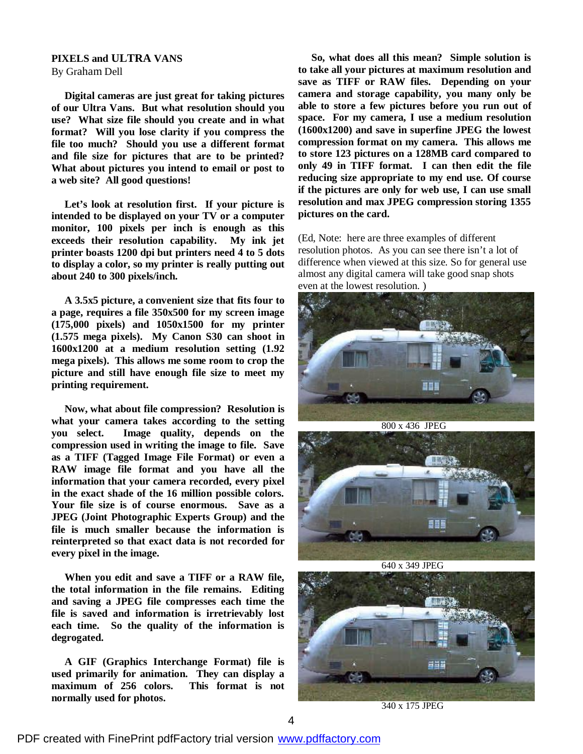**PIXELS and ULTRA VANS**

By Graham Dell

**Digital cameras are just great for taking pictures of our Ultra Vans. But what resolution should you use? What size file should you create and in what format? Will you lose clarity if you compress the file too much? Should you use a different format and file size for pictures that are to be printed? What about pictures you intend to email or post to a web site? All good questions!**

**Let's look at resolution first. If your picture is intended to be displayed on your TV or a computer monitor, 100 pixels per inch is enough as this exceeds their resolution capability. My ink jet printer boasts 1200 dpi but printers need 4 to 5 dots to display a color, so my printer is really putting out about 240 to 300 pixels/inch.**

**A 3.5x5 picture, a convenient size that fits four to a page, requires a file 350x500 for my screen image (175,000 pixels) and 1050x1500 for my printer (1.575 mega pixels). My Canon S30 can shoot in 1600x1200 at a medium resolution setting (1.92 mega pixels). This allows me some room to crop the picture and still have enough file size to meet my printing requirement.**

**Now, what about file compression? Resolution is what your camera takes according to the setting you select. Image quality, depends on the compression used in writing the image to file. Save as a TIFF (Tagged Image File Format) or even a RAW image file format and you have all the information that your camera recorded, every pixel in the exact shade of the 16 million possible colors. Your file size is of course enormous. Save as a JPEG (Joint Photographic Experts Group) and the file is much smaller because the information is reinterpreted so that exact data is not recorded for every pixel in the image.**

**When you edit and save a TIFF or a RAW file, the total information in the file remains. Editing and saving a JPEG file compresses each time the file is saved and information is irretrievably lost each time. So the quality of the information is degrogated.**

**A GIF (Graphics Interchange Format) file is used primarily for animation. They can display a maximum of 256 colors. This format is not normally used for photos.**

**So, what does all this mean? Simple solution is to take all your pictures at maximum resolution and save as TIFF or RAW files. Depending on your camera and storage capability, you many only be able to store a few pictures before you run out of space. For my camera, I use a medium resolution (1600x1200) and save in superfine JPEG the lowest compression format on my camera. This allows me to store 123 pictures on a 128MB card compared to only 49 in TIFF format. I can then edit the file reducing size appropriate to my end use. Of course if the pictures are only for web use, I can use small resolution and max JPEG compression storing 1355 pictures on the card.**

(Ed, Note: here are three examples of different resolution photos. As you can see there isn't a lot of difference when viewed at this size. So for general use almost any digital camera will take good snap shots even at the lowest resolution. )

800 x 436 JPEG

640 x 349 JPEG

340 x 175 JPEG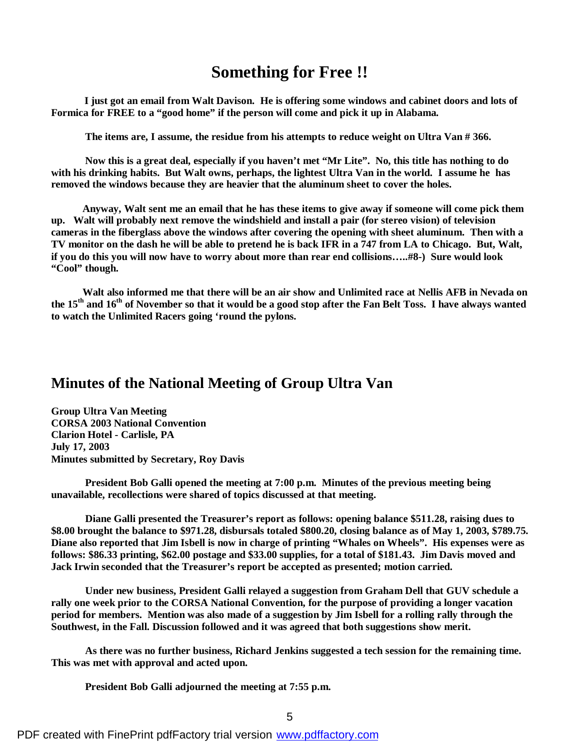# Something for Free !!

**I just got an email from Walt Davison. He is offering some windows and cabinet doors and lots of Formica for FREE to a "good home" if the person will come and pick it up in Alabama.**

**The items are, I assume, the residue from his attempts to reduce weight on Ultra Van # 366.**

**Now this is a great deal, especially if you haven't met "Mr Lite". No, this title has nothing to do with his drinking habits. But Walt owns, perhaps, the lightest Ultra Van in the world. I assume he has removed the windows because they are heavier that the aluminum sheet to cover the holes.**

**Anyway, Walt sent me an email that he has these items to give away if someone will come pick them up. Walt will probably next remove the windshield and install a pair (for stereo vision) of television cameras in the fiberglass above the windows after covering the opening with sheet aluminum. Then with a TV monitor on the dash he will be able to pretend he is back IFR in a 747 from LA to Chicago. But, Walt, if you do this you will now have to worry about more than rear end collisions…..#8-) Sure would look "Cool" though.**

**Walt also informed me that there will be an air show and Unlimited race at Nellis AFB in Nevada on the 15th and 16th of November so that it would be a good stop after the Fan Belt Toss. I have always wanted to watch the Unlimited Racers going 'round the pylons.**

# Minutes of the National Meeting of Group Ultra Van

**Group Ultra Van Meeting**
**CORSA 2003 National Convention**
**Clarion Hotel - Carlisle, PA**
**July 17, 2003**
**Minutes submitted by Secretary, Roy Davis**

**President Bob Galli opened the meeting at 7:00 p.m. Minutes of the previous meeting being unavailable, recollections were shared of topics discussed at that meeting.**

**Diane Galli presented the Treasurer's report as follows: opening balance $511.28, raising dues to $8.00 brought the balance to $971.28, disbursals totaled $800.20, closing balance as of May 1, 2003, $789.75. Diane also reported that Jim Isbell is now in charge of printing "Whales on Wheels". His expenses were as follows: $86.33 printing, $62.00 postage and $33.00 supplies, for a total of $181.43. Jim Davis moved and Jack Irwin seconded that the Treasurer's report be accepted as presented; motion carried.**

**Under new business, President Galli relayed a suggestion from Graham Dell that GUV schedule a rally one week prior to the CORSA National Convention, for the purpose of providing a longer vacation period for members. Mention was also made of a suggestion by Jim Isbell for a rolling rally through the Southwest, in the Fall. Discussion followed and it was agreed that both suggestions show merit.**

**As there was no further business, Richard Jenkins suggested a tech session for the remaining time. This was met with approval and acted upon.**

**President Bob Galli adjourned the meeting at 7:55 p.m.**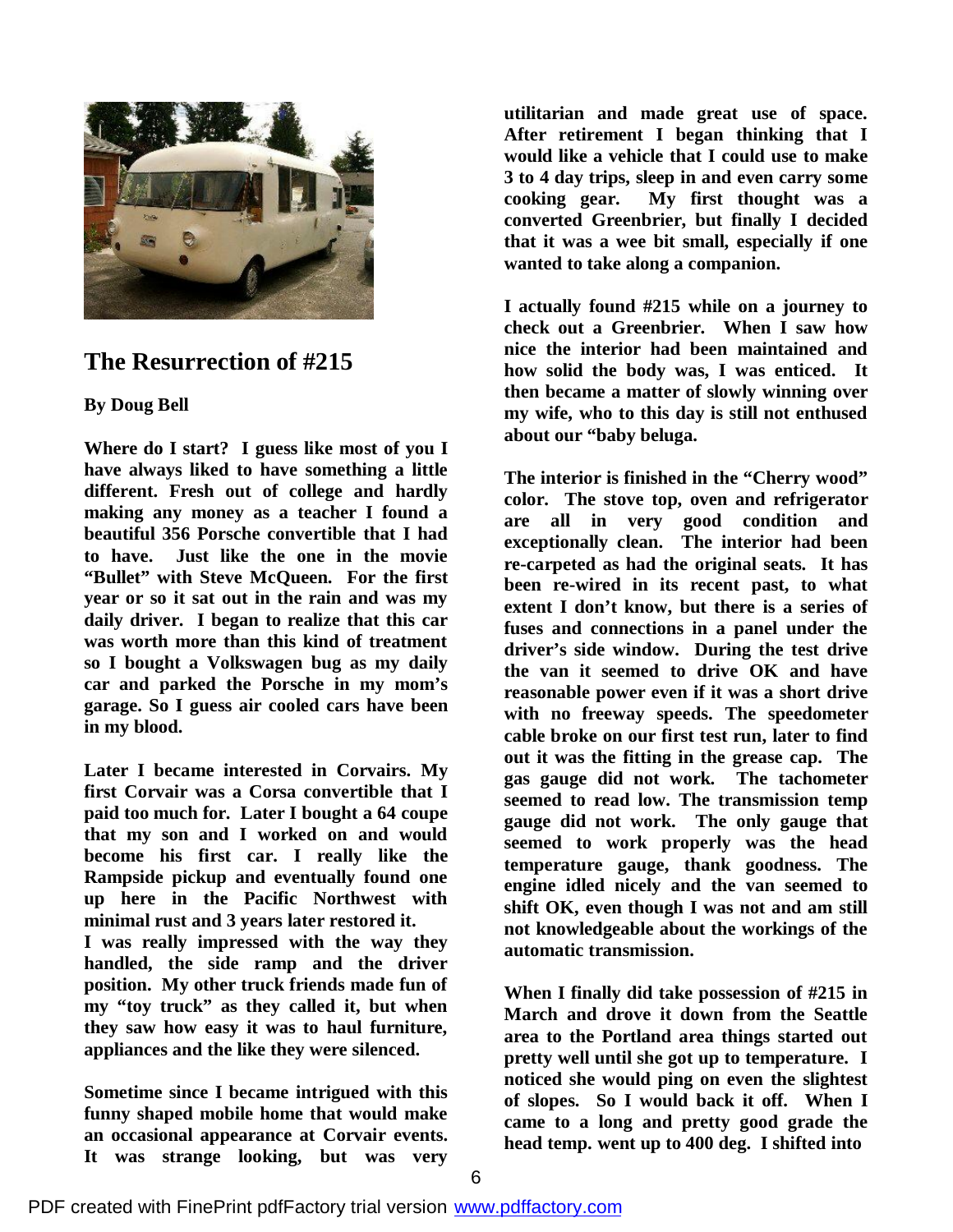# The Resurrection of #215

**By Doug Bell**

**Where do I start? I guess like most of you I have always liked to have something a little different. Fresh out of college and hardly making any money as a teacher I found a beautiful 356 Porsche convertible that I had to have. Just like the one in the movie "Bullet" with Steve McQueen. For the first year or so it sat out in the rain and was my daily driver. I began to realize that this car was worth more than this kind of treatment so I bought a Volkswagen bug as my daily car and parked the Porsche in my mom's garage. So I guess air cooled cars have been in my blood.**

**Later I became interested in Corvairs. My first Corvair was a Corsa convertible that I paid too much for. Later I bought a 64 coupe that my son and I worked on and would become his first car. I really like the Rampside pickup and eventually found one up here in the Pacific Northwest with minimal rust and 3 years later restored it.**

**I was really impressed with the way they handled, the side ramp and the driver position. My other truck friends made fun of my "toy truck" as they called it, but when they saw how easy it was to haul furniture, appliances and the like they were silenced.**

**Sometime since I became intrigued with this funny shaped mobile home that would make an occasional appearance at Corvair events. It was strange looking, but was very utilitarian and made great use of space. After retirement I began thinking that I would like a vehicle that I could use to make 3 to 4 day trips, sleep in and even carry some cooking gear. My first thought was a converted Greenbrier, but finally I decided that it was a wee bit small, especially if one wanted to take along a companion.**

**I actually found #215 while on a journey to check out a Greenbrier. When I saw how nice the interior had been maintained and how solid the body was, I was enticed. It then became a matter of slowly winning over my wife, who to this day is still not enthused about our "baby beluga.**

**The interior is finished in the "Cherry wood" color. The stove top, oven and refrigerator are all in very good condition and exceptionally clean. The interior had been re-carpeted as had the original seats. It has been re-wired in its recent past, to what extent I don't know, but there is a series of fuses and connections in a panel under the driver's side window. During the test drive the van it seemed to drive OK and have reasonable power even if it was a short drive with no freeway speeds. The speedometer cable broke on our first test run, later to find out it was the fitting in the grease cap. The gas gauge did not work. The tachometer seemed to read low. The transmission temp gauge did not work. The only gauge that seemed to work properly was the head temperature gauge, thank goodness. The engine idled nicely and the van seemed to shift OK, even though I was not and am still not knowledgeable about the workings of the automatic transmission.**

**When I finally did take possession of #215 in March and drove it down from the Seattle area to the Portland area things started out pretty well until she got up to temperature. I noticed she would ping on even the slightest of slopes. So I would back it off. When I came to a long and pretty good grade the head temp. went up to 400 deg. I shifted into**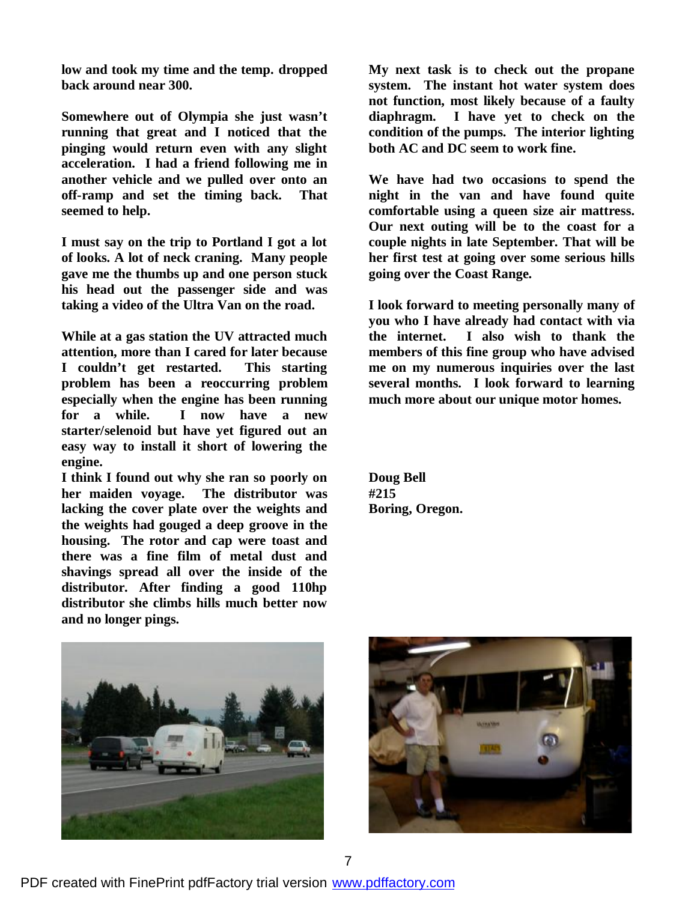**low and took my time and the temp. dropped back around near 300.**

**Somewhere out of Olympia she just wasn't running that great and I noticed that the pinging would return even with any slight acceleration. I had a friend following me in another vehicle and we pulled over onto an off-ramp and set the timing back. That seemed to help.**

**I must say on the trip to Portland I got a lot of looks. A lot of neck craning. Many people gave me the thumbs up and one person stuck his head out the passenger side and was taking a video of the Ultra Van on the road.**

**While at a gas station the UV attracted much attention, more than I cared for later because I couldn't get restarted. This starting problem has been a reoccurring problem especially when the engine has been running for a while. I now have a new starter/selenoid but have yet figured out an easy way to install it short of lowering the engine.**

**I think I found out why she ran so poorly on her maiden voyage. The distributor was lacking the cover plate over the weights and the weights had gouged a deep groove in the housing. The rotor and cap were toast and there was a fine film of metal dust and shavings spread all over the inside of the distributor. After finding a good 110hp distributor she climbs hills much better now and no longer pings.**

**My next task is to check out the propane system. The instant hot water system does not function, most likely because of a faulty diaphragm. I have yet to check on the condition of the pumps. The interior lighting both AC and DC seem to work fine.**

**We have had two occasions to spend the night in the van and have found quite comfortable using a queen size air mattress. Our next outing will be to the coast for a couple nights in late September. That will be her first test at going over some serious hills going over the Coast Range.**

**I look forward to meeting personally many of you who I have already had contact with via the internet. I also wish to thank the members of this fine group who have advised me on my numerous inquiries over the last several months. I look forward to learning much more about our unique motor homes.**

**Doug Bell**
**#215**
**Boring, Oregon.**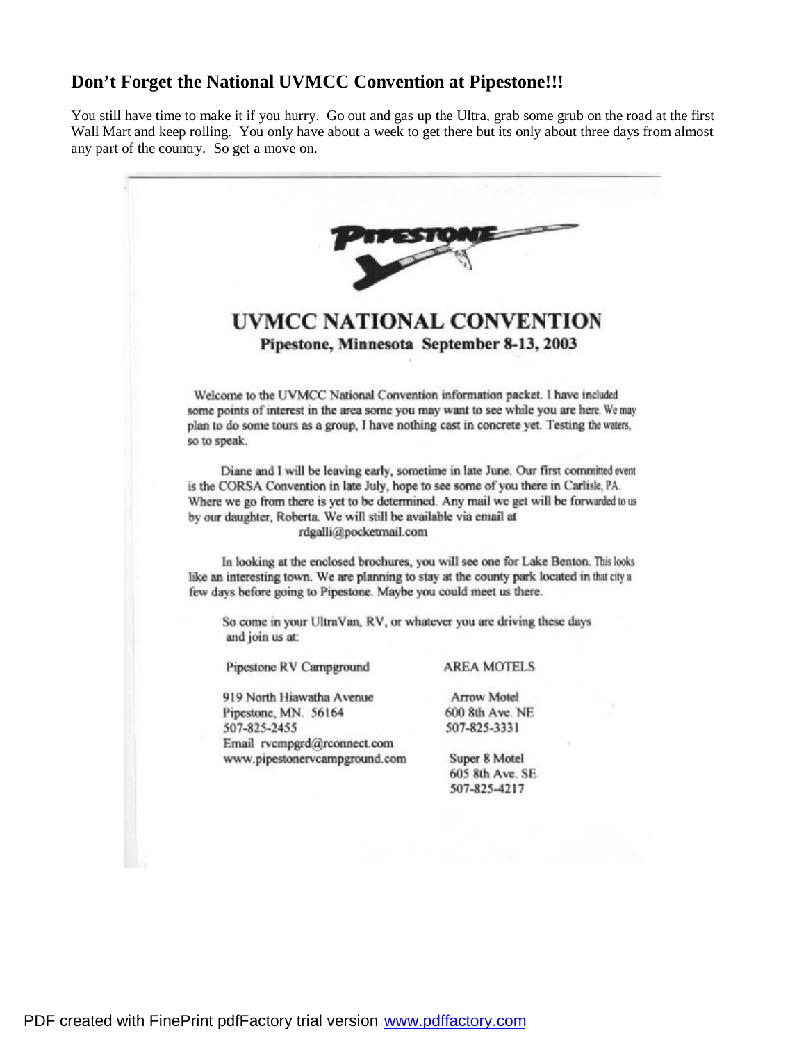## Don't Forget the National UVMCC Convention at Pipestone!!!

You still have time to make it if you hurry. Go out and gas up the Ultra, grab some grub on the road at the first Wall Mart and keep rolling. You only have about a week to get there but its only about three days from almost any part of the country. So get a move on.

PIPESTONE

# UVMCC NATIONAL CONVENTION

**Pipestone, Minnesota September 8-13, 2003**

Welcome to the UVMCC National Convention information packet. I have included some points of interest in the area some you may want to see while you are here. We may plan to do some tours as a group, I have nothing cast in concrete yet. Testing the waters, so to speak.

Diane and I will be leaving early, sometime in late June. Our first committed event is the CORSA Convention in late July, hope to see some of you there in Carlisle, PA. Where we go from there is yet to be determined. Any mail we get will be forwarded to us by our daughter, Roberta. We will still be available via email at rdgalli@pocketmail.com

In looking at the enclosed brochures, you will see one for Lake Benton. This looks like an interesting town. We are planning to stay at the county park located in that city a few days before going to Pipestone. Maybe you could meet us there.

So come in your UltraVan, RV, or whatever you are driving these days and join us at:

Pipestone RV Campground

919 North Hiawatha Avenue
Pipestone, MN. 56164
507-825-2455
Email rvcmpgrd@rconnect.com
www.pipestonervcampground.com

AREA MOTELS

Arrow Motel
600 8th Ave. NE
507-825-3331

Super 8 Motel
605 8th Ave. SE
507-825-4217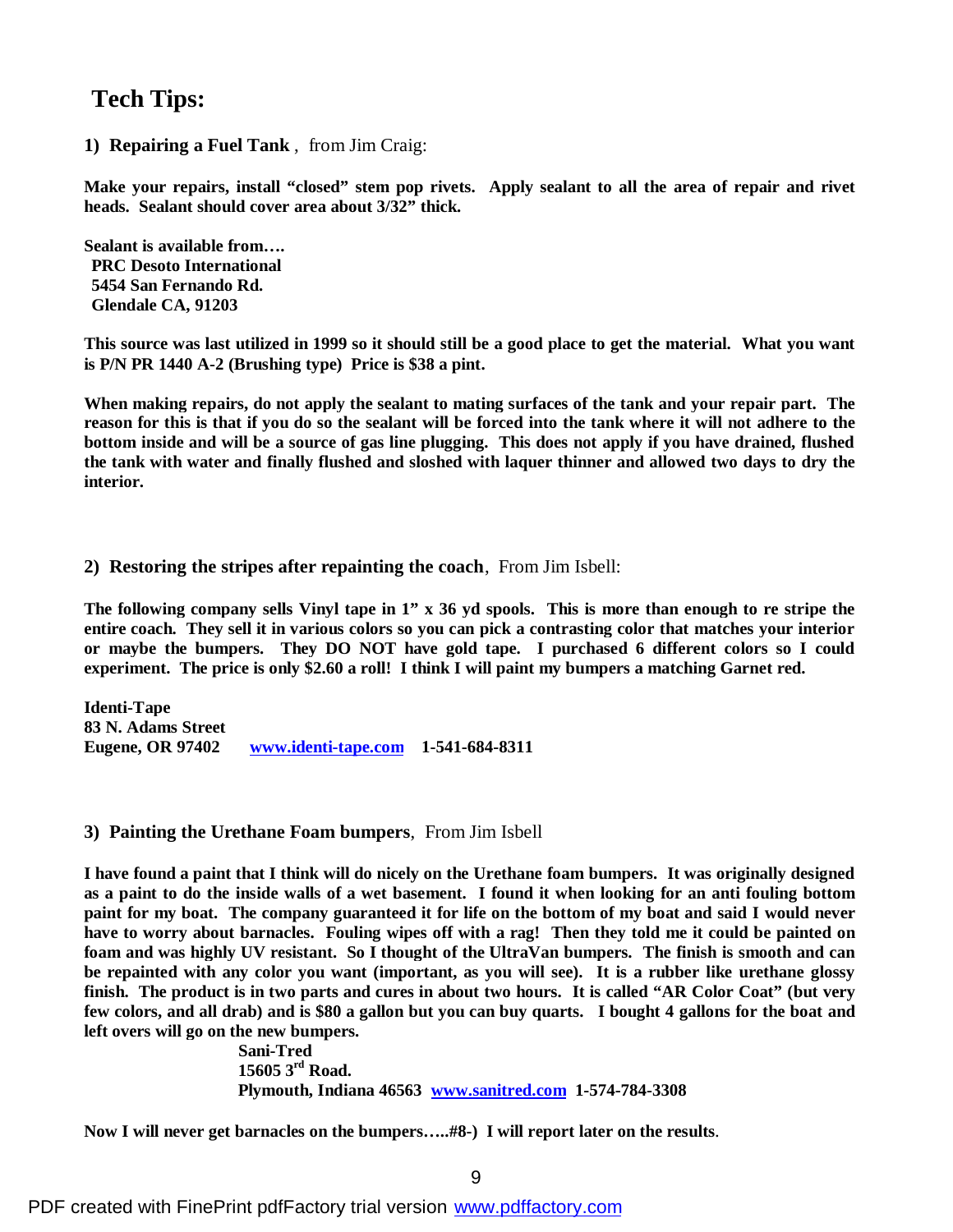## Tech Tips:

**1) Repairing a Fuel Tank** , from Jim Craig:

**Make your repairs, install "closed" stem pop rivets. Apply sealant to all the area of repair and rivet heads. Sealant should cover area about 3/32" thick.**

**Sealant is available from….**
**PRC Desoto International**
**5454 San Fernando Rd.**
**Glendale CA, 91203**

**This source was last utilized in 1999 so it should still be a good place to get the material. What you want is P/N PR 1440 A-2 (Brushing type) Price is $38 a pint.**

**When making repairs, do not apply the sealant to mating surfaces of the tank and your repair part. The reason for this is that if you do so the sealant will be forced into the tank where it will not adhere to the bottom inside and will be a source of gas line plugging. This does not apply if you have drained, flushed the tank with water and finally flushed and sloshed with laquer thinner and allowed two days to dry the interior.**

**2) Restoring the stripes after repainting the coach**, From Jim Isbell:

**The following company sells Vinyl tape in 1" x 36 yd spools. This is more than enough to re stripe the entire coach. They sell it in various colors so you can pick a contrasting color that matches your interior or maybe the bumpers. They DO NOT have gold tape. I purchased 6 different colors so I could experiment. The price is only $2.60 a roll! I think I will paint my bumpers a matching Garnet red.**

**Identi-Tape**
**83 N. Adams Street**
**Eugene, OR 97402 [www.identi-tape.com](http://www.identi-tape.com) 1-541-684-8311**

**3) Painting the Urethane Foam bumpers**, From Jim Isbell

**I have found a paint that I think will do nicely on the Urethane foam bumpers. It was originally designed as a paint to do the inside walls of a wet basement. I found it when looking for an anti fouling bottom paint for my boat. The company guaranteed it for life on the bottom of my boat and said I would never have to worry about barnacles. Fouling wipes off with a rag! Then they told me it could be painted on foam and was highly UV resistant. So I thought of the UltraVan bumpers. The finish is smooth and can be repainted with any color you want (important, as you will see). It is a rubber like urethane glossy finish. The product is in two parts and cures in about two hours. It is called "AR Color Coat" (but very few colors, and all drab) and is $80 a gallon but you can buy quarts. I bought 4 gallons for the boat and left overs will go on the new bumpers.**

**Sani-Tred**
**15605 3rd Road.**
**Plymouth, Indiana 46563 [www.sanitred.com](http://www.sanitred.com) 1-574-784-3308**

**Now I will never get barnacles on the bumpers…..#8-) I will report later on the results**.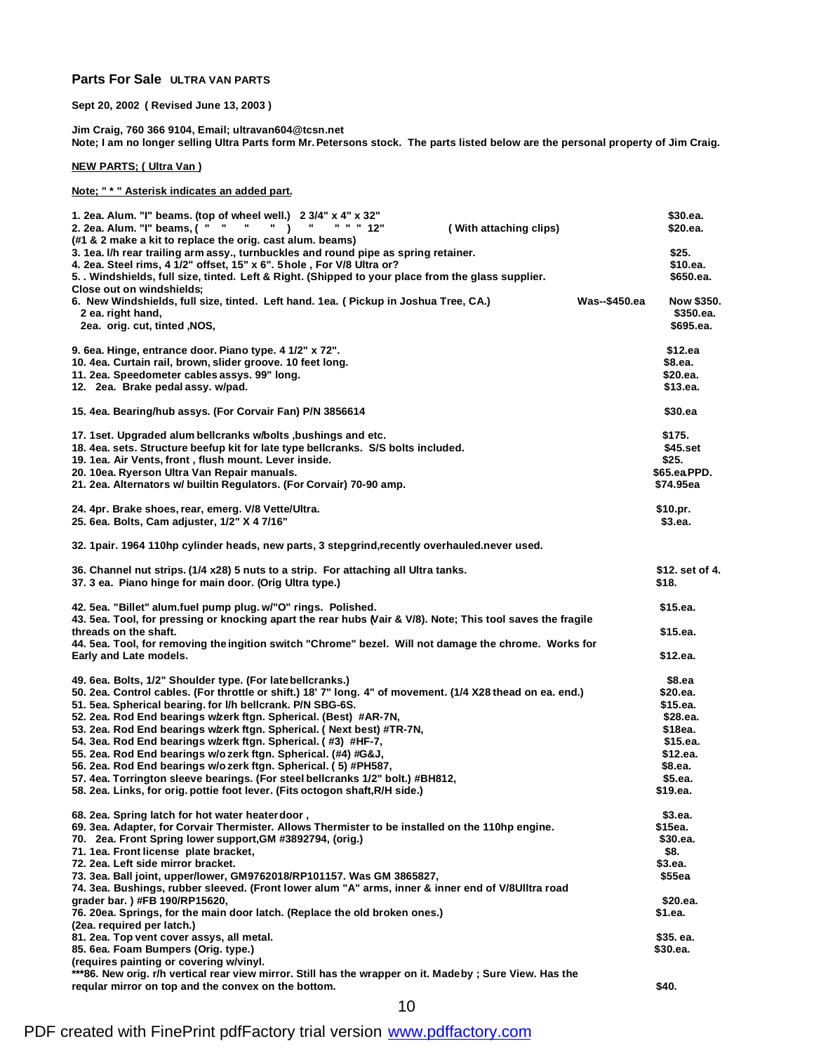## Parts For Sale ULTRA VAN PARTS

**Sept 20, 2002 ( Revised June 13, 2003 )**

**Jim Craig, 760 366 9104, Email; ultravan604@tcsn.net**
**Note; I am no longer selling Ultra Parts form Mr. Petersons stock. The parts listed below are the personal property of Jim Craig.**

**NEW PARTS; ( Ultra Van )**

**Note; " * " Asterisk indicates an added part.**

| Item | Price |
|---|---|
| 1. 2ea. Alum. "I" beams. (top of wheel well.) 2 3/4" x 4" x 32" | $30.ea. |
| 2. 2ea. Alum. "I" beams, ( " " " " ) " " " " 12" ( With attaching clips) | $20.ea. |
| (#1 & 2 make a kit to replace the orig. cast alum. beams) | |
| 3. 1ea. l/h rear trailing arm assy., turnbuckles and round pipe as spring retainer. | $25. |
| 4. 2ea. Steel rims, 4 1/2" offset, 15" x 6". 5hole , For V/8 Ultra or? | $10.ea. |
| 5. . Windshields, full size, tinted. Left & Right. (Shipped to your place from the glass supplier. | $650.ea. |
| Close out on windshields; | |
| 6. New Windshields, full size, tinted. Left hand. 1ea. ( Pickup in Joshua Tree, CA.) Was--$450.ea | Now $350. |
| 2 ea. right hand, | $350.ea. |
| 2ea. orig. cut, tinted ,NOS, | $695.ea. |
| 9. 6ea. Hinge, entrance door. Piano type. 4 1/2" x 72". | $12.ea |
| 10. 4ea. Curtain rail, brown, slider groove. 10 feet long. | $8.ea. |
| 11. 2ea. Speedometer cables assys. 99" long. | $20.ea. |
| 12. 2ea. Brake pedal assy. w/pad. | $13.ea. |
| 15. 4ea. Bearing/hub assys. (For Corvair Fan) P/N 3856614 | $30.ea |
| 17. 1set. Upgraded alum bellcranks w/bolts ,bushings and etc. | $175. |
| 18. 4ea. sets. Structure beefup kit for late type bellcranks. S/S bolts included. | $45.set |
| 19. 1ea. Air Vents, front , flush mount. Lever inside. | $25. |
| 20. 10ea. Ryerson Ultra Van Repair manuals. | $65.ea PPD. |
| 21. 2ea. Alternators w/ builtin Regulators. (For Corvair) 70-90 amp. | $74.95ea |
| 24. 4pr. Brake shoes, rear, emerg. V/8 Vette/Ultra. | $10.pr. |
| 25. 6ea. Bolts, Cam adjuster, 1/2" X 4 7/16" | $3.ea. |
| 32. 1pair. 1964 110hp cylinder heads, new parts, 3 stepgrind,recently overhauled.never used. | |
| 36. Channel nut strips. (1/4 x28) 5 nuts to a strip. For attaching all Ultra tanks. | $12. set of 4. |
| 37. 3 ea. Piano hinge for main door. (Orig Ultra type.) | $18. |
| 42. 5ea. "Billet" alum.fuel pump plug. w/"O" rings. Polished. | $15.ea. |
| 43. 5ea. Tool, for pressing or knocking apart the rear hubs (Vair & V/8). Note; This tool saves the fragile threads on the shaft. | $15.ea. |
| 44. 5ea. Tool, for removing the ingition switch "Chrome" bezel. Will not damage the chrome. Works for Early and Late models. | $12.ea. |
| 49. 6ea. Bolts, 1/2" Shoulder type. (For late bellcranks.) | $8.ea |
| 50. 2ea. Control cables. (For throttle or shift.) 18' 7" long. 4" of movement. (1/4 X28 thead on ea. end.) | $20.ea. |
| 51. 5ea. Spherical bearing. for l/h bellcrank. P/N SBG-6S. | $15.ea. |
| 52. 2ea. Rod End bearings w/zerk ftgn. Spherical. (Best) #AR-7N, | $28.ea. |
| 53. 2ea. Rod End bearings w/zerk ftgn. Spherical. ( Next best) #TR-7N, | $18ea. |
| 54. 3ea. Rod End bearings w/zerk ftgn. Spherical. ( #3) #HF-7, | $15.ea. |
| 55. 2ea. Rod End bearings w/o zerk ftgn. Spherical. (#4) #G&J, | $12.ea. |
| 56. 2ea. Rod End bearings w/o zerk ftgn. Spherical. ( 5) #PH587, | $8.ea. |
| 57. 4ea. Torrington sleeve bearings. (For steel bellcranks 1/2" bolt.) #BH812, | $5.ea. |
| 58. 2ea. Links, for orig. pottie foot lever. (Fits octogon shaft,R/H side.) | $19.ea. |
| 68. 2ea. Spring latch for hot water heater door , | $3.ea. |
| 69. 3ea. Adapter, for Corvair Thermister. Allows Thermister to be installed on the 110hp engine. | $15ea. |
| 70. 2ea. Front Spring lower support,GM #3892794, (orig.) | $30.ea. |
| 71. 1ea. Front license plate bracket, | $8. |
| 72. 2ea. Left side mirror bracket. | $3.ea. |
| 73. 3ea. Ball joint, upper/lower, GM9762018/RP101157. Was GM 3865827, | $55ea |
| 74. 3ea. Bushings, rubber sleeved. (Front lower alum "A" arms, inner & inner end of V/8Ulltra road grader bar. ) #FB 190/RP15620, | $20.ea. |
| 76. 20ea. Springs, for the main door latch. (Replace the old broken ones.) (2ea. required per latch.) | $1.ea. |
| 81. 2ea. Top vent cover assys, all metal. | $35. ea. |
| 85. 6ea. Foam Bumpers (Orig. type.) (requires painting or covering w/vinyl. | $30.ea. |
| ***86. New orig. r/h vertical rear view mirror. Still has the wrapper on it. Made by ; Sure View. Has the reqular mirror on top and the convex on the bottom. | $40. |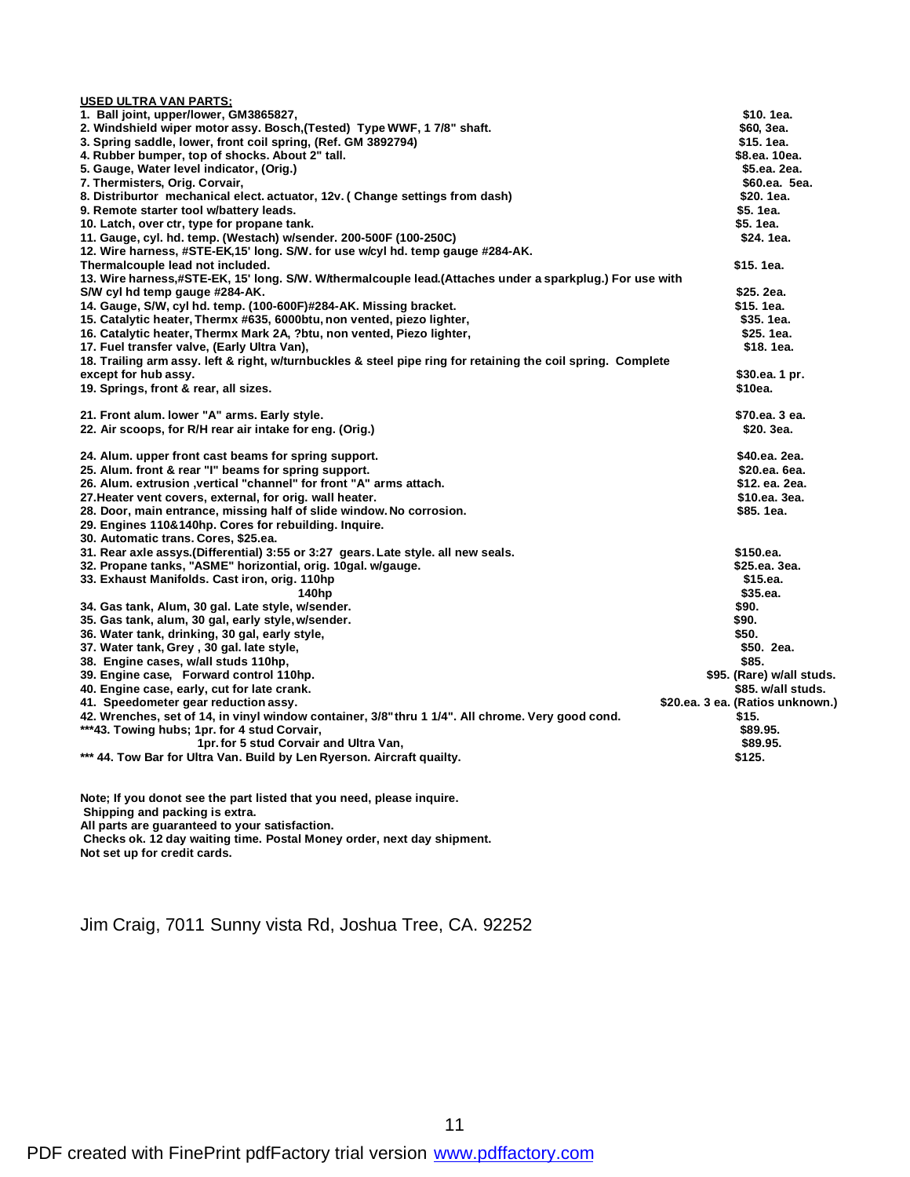**USED ULTRA VAN PARTS:**

| Item | Price |
|---|---|
| 1. Ball joint, upper/lower, GM3865827, | $10. 1ea. |
| 2. Windshield wiper motor assy. Bosch,(Tested) Type WWF, 1 7/8" shaft. | $60, 3ea. |
| 3. Spring saddle, lower, front coil spring, (Ref. GM 3892794) | $15. 1ea. |
| 4. Rubber bumper, top of shocks. About 2" tall. | $8.ea. 10ea. |
| 5. Gauge, Water level indicator, (Orig.) | $5.ea. 2ea. |
| 7. Thermisters, Orig. Corvair, | $60.ea. 5ea. |
| 8. Distriburtor mechanical elect. actuator, 12v. ( Change settings from dash) | $20. 1ea. |
| 9. Remote starter tool w/battery leads. | $5. 1ea. |
| 10. Latch, over ctr, type for propane tank. | $5. 1ea. |
| 11. Gauge, cyl. hd. temp. (Westach) w/sender. 200-500F (100-250C) | $24. 1ea. |
| 12. Wire harness, #STE-EK,15' long. S/W. for use w/cyl hd. temp gauge #284-AK. Thermalcouple lead not included. | $15. 1ea. |
| 13. Wire harness,#STE-EK, 15' long. S/W. W/thermalcouple lead.(Attaches under a sparkplug.) For use with S/W cyl hd temp gauge #284-AK. | $25. 2ea. |
| 14. Gauge, S/W, cyl hd. temp. (100-600F)#284-AK. Missing bracket. | $15. 1ea. |
| 15. Catalytic heater, Thermx #635, 6000btu, non vented, piezo lighter, | $35. 1ea. |
| 16. Catalytic heater, Thermx Mark 2A, ?btu, non vented, Piezo lighter, | $25. 1ea. |
| 17. Fuel transfer valve, (Early Ultra Van), | $18. 1ea. |
| 18. Trailing arm assy. left & right, w/turnbuckles & steel pipe ring for retaining the coil spring. Complete except for hub assy. | $30.ea. 1 pr. |
| 19. Springs, front & rear, all sizes. | $10ea. |
| | |
| 21. Front alum. lower "A" arms. Early style. | $70.ea. 3 ea. |
| 22. Air scoops, for R/H rear air intake for eng. (Orig.) | $20. 3ea. |
| | |
| 24. Alum. upper front cast beams for spring support. | $40.ea. 2ea. |
| 25. Alum. front & rear "I" beams for spring support. | $20.ea. 6ea. |
| 26. Alum. extrusion ,vertical "channel" for front "A" arms attach. | $12. ea. 2ea. |
| 27.Heater vent covers, external, for orig. wall heater. | $10.ea. 3ea. |
| 28. Door, main entrance, missing half of slide window. No corrosion. | $85. 1ea. |
| 29. Engines 110&140hp. Cores for rebuilding. Inquire. | |
| 30. Automatic trans. Cores, $25.ea. | |
| 31. Rear axle assys.(Differential) 3:55 or 3:27 gears. Late style. all new seals. | $150.ea. |
| 32. Propane tanks, "ASME" horizontial, orig. 10gal. w/gauge. | $25.ea. 3ea. |
| 33. Exhaust Manifolds. Cast iron, orig. 110hp | $15.ea. |
| 140hp | $35.ea. |
| 34. Gas tank, Alum, 30 gal. Late style, w/sender. | $90. |
| 35. Gas tank, alum, 30 gal, early style, w/sender. | $90. |
| 36. Water tank, drinking, 30 gal, early style, | $50. |
| 37. Water tank, Grey , 30 gal. late style, | $50. 2ea. |
| 38. Engine cases, w/all studs 110hp, | $85. |
| 39. Engine case, Forward control 110hp. | $95. (Rare) w/all studs. |
| 40. Engine case, early, cut for late crank. | $85. w/all studs. |
| 41. Speedometer gear reduction assy. | $20.ea. 3 ea. (Ratios unknown.) |
| 42. Wrenches, set of 14, in vinyl window container, 3/8" thru 1 1/4". All chrome. Very good cond. | $15. |
| ***43. Towing hubs; 1pr. for 4 stud Corvair, | $89.95. |
| 1pr. for 5 stud Corvair and Ultra Van, | $89.95. |
| *** 44. Tow Bar for Ultra Van. Build by Len Ryerson. Aircraft quailty. | $125. |

**Note; If you donot see the part listed that you need, please inquire.**
**Shipping and packing is extra.**
**All parts are guaranteed to your satisfaction.**
**Checks ok. 12 day waiting time. Postal Money order, next day shipment.**
**Not set up for credit cards.**

Jim Craig, 7011 Sunny vista Rd, Joshua Tree, CA. 92252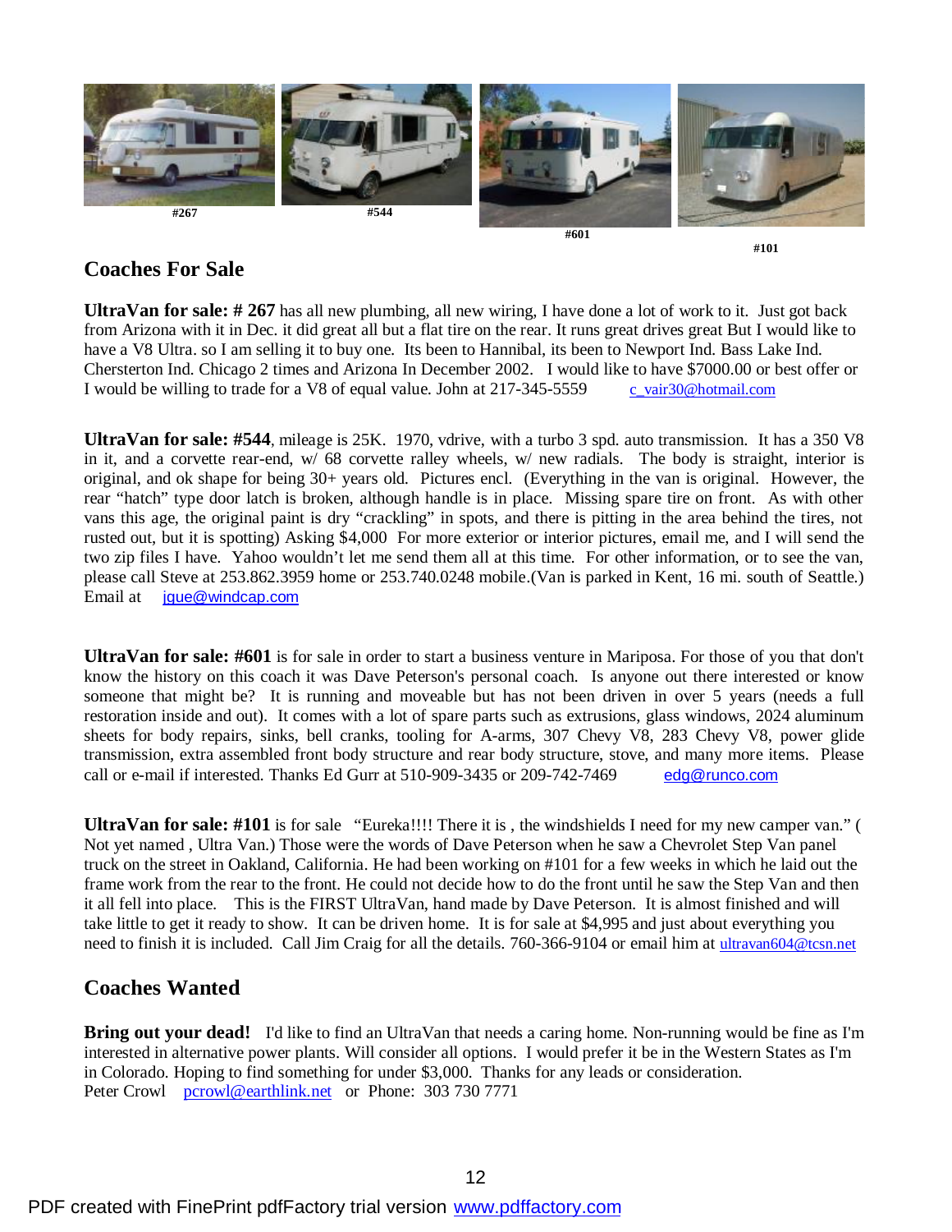#267

#544

#601

#101

## Coaches For Sale

**UltraVan for sale: # 267** has all new plumbing, all new wiring, I have done a lot of work to it. Just got back from Arizona with it in Dec. it did great all but a flat tire on the rear. It runs great drives great But I would like to have a V8 Ultra. so I am selling it to buy one. Its been to Hannibal, its been to Newport Ind. Bass Lake Ind. Chersterton Ind. Chicago 2 times and Arizona In December 2002. I would like to have $7000.00 or best offer or I would be willing to trade for a V8 of equal value. John at 217-345-5559 c_vair30@hotmail.com

**UltraVan for sale: #544**, mileage is 25K. 1970, vdrive, with a turbo 3 spd. auto transmission. It has a 350 V8 in it, and a corvette rear-end, w/ 68 corvette ralley wheels, w/ new radials. The body is straight, interior is original, and ok shape for being 30+ years old. Pictures encl. (Everything in the van is original. However, the rear "hatch" type door latch is broken, although handle is in place. Missing spare tire on front. As with other vans this age, the original paint is dry "crackling" in spots, and there is pitting in the area behind the tires, not rusted out, but it is spotting) Asking $4,000 For more exterior or interior pictures, email me, and I will send the two zip files I have. Yahoo wouldn't let me send them all at this time. For other information, or to see the van, please call Steve at 253.862.3959 home or 253.740.0248 mobile.(Van is parked in Kent, 16 mi. south of Seattle.) Email at jgue@windcap.com

**UltraVan for sale: #601** is for sale in order to start a business venture in Mariposa. For those of you that don't know the history on this coach it was Dave Peterson's personal coach. Is anyone out there interested or know someone that might be? It is running and moveable but has not been driven in over 5 years (needs a full restoration inside and out). It comes with a lot of spare parts such as extrusions, glass windows, 2024 aluminum sheets for body repairs, sinks, bell cranks, tooling for A-arms, 307 Chevy V8, 283 Chevy V8, power glide transmission, extra assembled front body structure and rear body structure, stove, and many more items. Please call or e-mail if interested. Thanks Ed Gurr at 510-909-3435 or 209-742-7469 edg@runco.com

**UltraVan for sale: #101** is for sale "Eureka!!!! There it is , the windshields I need for my new camper van." ( Not yet named , Ultra Van.) Those were the words of Dave Peterson when he saw a Chevrolet Step Van panel truck on the street in Oakland, California. He had been working on #101 for a few weeks in which he laid out the frame work from the rear to the front. He could not decide how to do the front until he saw the Step Van and then it all fell into place. This is the FIRST UltraVan, hand made by Dave Peterson. It is almost finished and will take little to get it ready to show. It can be driven home. It is for sale at $4,995 and just about everything you need to finish it is included. Call Jim Craig for all the details. 760-366-9104 or email him at ultravan604@tcsn.net

## Coaches Wanted

**Bring out your dead!** I'd like to find an UltraVan that needs a caring home. Non-running would be fine as I'm interested in alternative power plants. Will consider all options. I would prefer it be in the Western States as I'm in Colorado. Hoping to find something for under $3,000. Thanks for any leads or consideration.
Peter Crowl pcrowl@earthlink.net or Phone: 303 730 7771